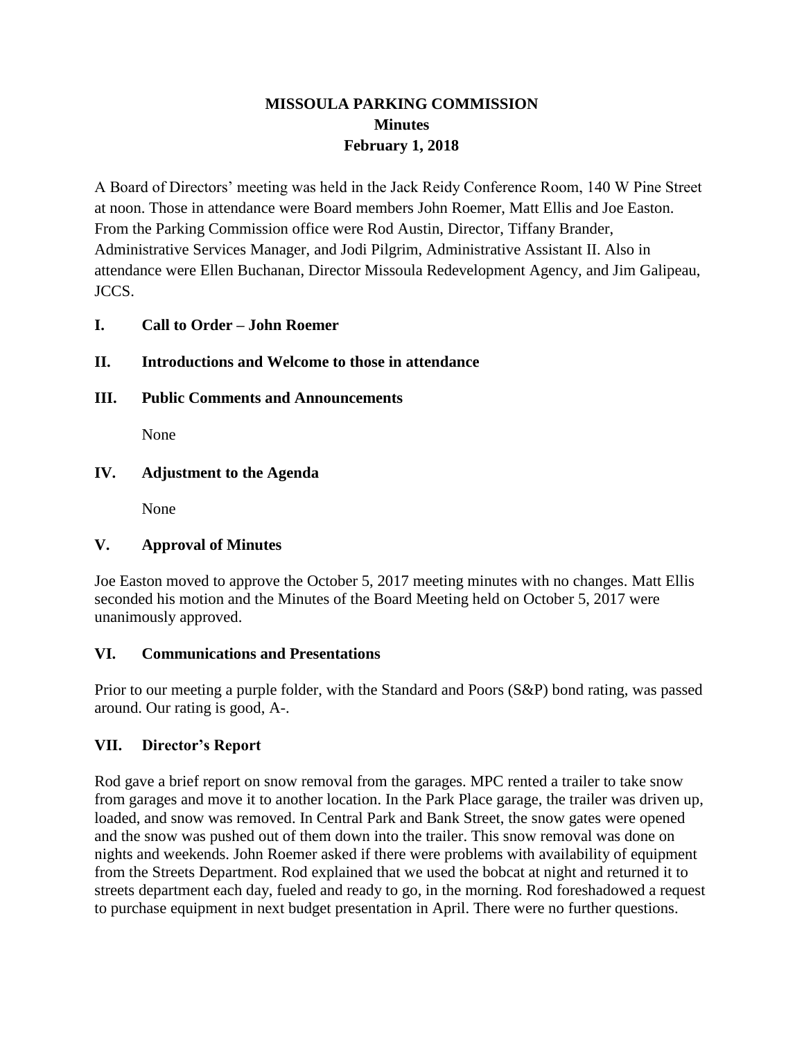# MISSOULA PARKING COMMISSION
## Minutes
## February 1, 2018

A Board of Directors' meeting was held in the Jack Reidy Conference Room, 140 W Pine Street at noon. Those in attendance were Board members John Roemer, Matt Ellis and Joe Easton. From the Parking Commission office were Rod Austin, Director, Tiffany Brander, Administrative Services Manager, and Jodi Pilgrim, Administrative Assistant II. Also in attendance were Ellen Buchanan, Director Missoula Redevelopment Agency, and Jim Galipeau, JCCS.

### I. Call to Order – John Roemer

### II. Introductions and Welcome to those in attendance

### III. Public Comments and Announcements

None

### IV. Adjustment to the Agenda

None

### V. Approval of Minutes

Joe Easton moved to approve the October 5, 2017 meeting minutes with no changes. Matt Ellis seconded his motion and the Minutes of the Board Meeting held on October 5, 2017 were unanimously approved.

### VI. Communications and Presentations

Prior to our meeting a purple folder, with the Standard and Poors (S&P) bond rating, was passed around. Our rating is good, A-.

### VII. Director's Report

Rod gave a brief report on snow removal from the garages. MPC rented a trailer to take snow from garages and move it to another location. In the Park Place garage, the trailer was driven up, loaded, and snow was removed. In Central Park and Bank Street, the snow gates were opened and the snow was pushed out of them down into the trailer. This snow removal was done on nights and weekends. John Roemer asked if there were problems with availability of equipment from the Streets Department. Rod explained that we used the bobcat at night and returned it to streets department each day, fueled and ready to go, in the morning. Rod foreshadowed a request to purchase equipment in next budget presentation in April. There were no further questions.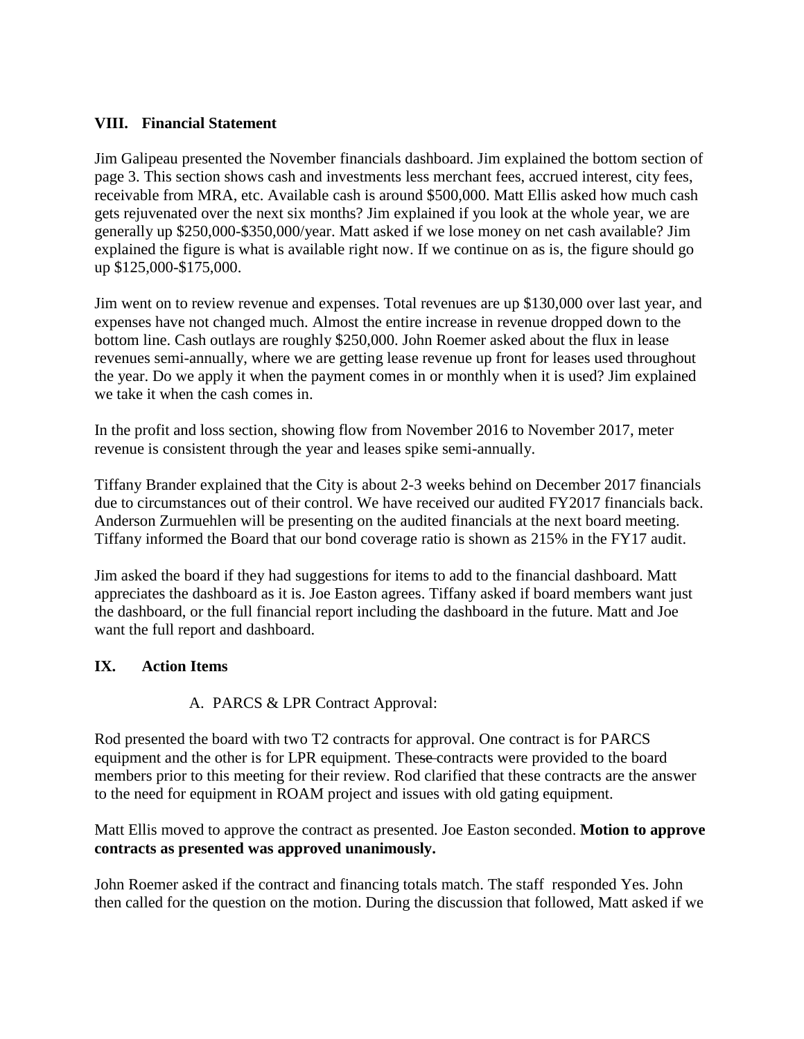## VIII. Financial Statement

Jim Galipeau presented the November financials dashboard. Jim explained the bottom section of page 3. This section shows cash and investments less merchant fees, accrued interest, city fees, receivable from MRA, etc. Available cash is around $500,000. Matt Ellis asked how much cash gets rejuvenated over the next six months? Jim explained if you look at the whole year, we are generally up $250,000-$350,000/year. Matt asked if we lose money on net cash available? Jim explained the figure is what is available right now. If we continue on as is, the figure should go up $125,000-$175,000.

Jim went on to review revenue and expenses. Total revenues are up $130,000 over last year, and expenses have not changed much. Almost the entire increase in revenue dropped down to the bottom line. Cash outlays are roughly $250,000. John Roemer asked about the flux in lease revenues semi-annually, where we are getting lease revenue up front for leases used throughout the year. Do we apply it when the payment comes in or monthly when it is used? Jim explained we take it when the cash comes in.

In the profit and loss section, showing flow from November 2016 to November 2017, meter revenue is consistent through the year and leases spike semi-annually.

Tiffany Brander explained that the City is about 2-3 weeks behind on December 2017 financials due to circumstances out of their control. We have received our audited FY2017 financials back. Anderson Zurmuehlen will be presenting on the audited financials at the next board meeting. Tiffany informed the Board that our bond coverage ratio is shown as 215% in the FY17 audit.

Jim asked the board if they had suggestions for items to add to the financial dashboard. Matt appreciates the dashboard as it is. Joe Easton agrees. Tiffany asked if board members want just the dashboard, or the full financial report including the dashboard in the future. Matt and Joe want the full report and dashboard.

## IX. Action Items

A. PARCS & LPR Contract Approval:

Rod presented the board with two T2 contracts for approval. One contract is for PARCS equipment and the other is for LPR equipment. These contracts were provided to the board members prior to this meeting for their review. Rod clarified that these contracts are the answer to the need for equipment in ROAM project and issues with old gating equipment.

Matt Ellis moved to approve the contract as presented. Joe Easton seconded. **Motion to approve contracts as presented was approved unanimously.**

John Roemer asked if the contract and financing totals match. The staff responded Yes. John then called for the question on the motion. During the discussion that followed, Matt asked if we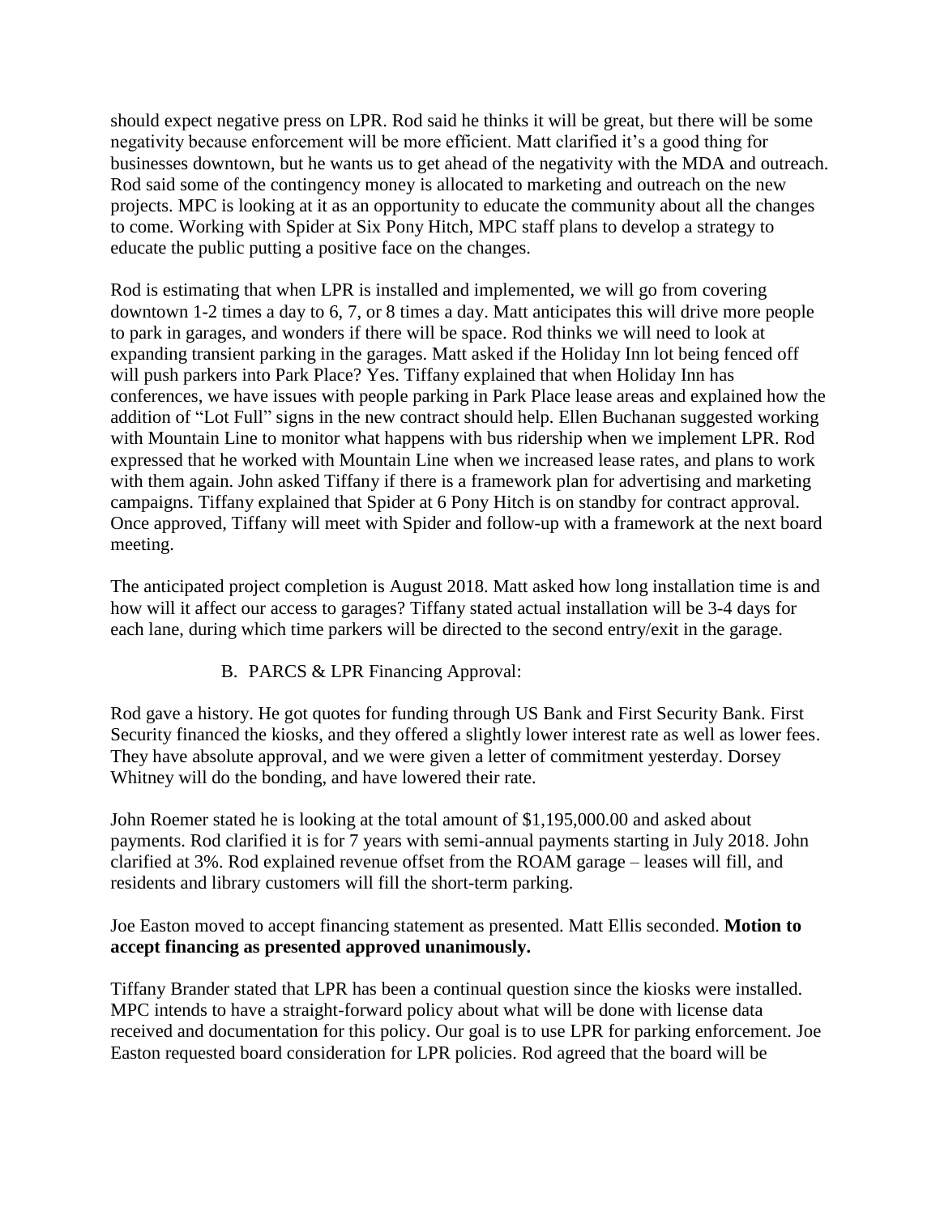should expect negative press on LPR. Rod said he thinks it will be great, but there will be some negativity because enforcement will be more efficient. Matt clarified it's a good thing for businesses downtown, but he wants us to get ahead of the negativity with the MDA and outreach. Rod said some of the contingency money is allocated to marketing and outreach on the new projects. MPC is looking at it as an opportunity to educate the community about all the changes to come. Working with Spider at Six Pony Hitch, MPC staff plans to develop a strategy to educate the public putting a positive face on the changes.

Rod is estimating that when LPR is installed and implemented, we will go from covering downtown 1-2 times a day to 6, 7, or 8 times a day. Matt anticipates this will drive more people to park in garages, and wonders if there will be space. Rod thinks we will need to look at expanding transient parking in the garages. Matt asked if the Holiday Inn lot being fenced off will push parkers into Park Place? Yes. Tiffany explained that when Holiday Inn has conferences, we have issues with people parking in Park Place lease areas and explained how the addition of "Lot Full" signs in the new contract should help. Ellen Buchanan suggested working with Mountain Line to monitor what happens with bus ridership when we implement LPR. Rod expressed that he worked with Mountain Line when we increased lease rates, and plans to work with them again. John asked Tiffany if there is a framework plan for advertising and marketing campaigns. Tiffany explained that Spider at 6 Pony Hitch is on standby for contract approval. Once approved, Tiffany will meet with Spider and follow-up with a framework at the next board meeting.

The anticipated project completion is August 2018. Matt asked how long installation time is and how will it affect our access to garages? Tiffany stated actual installation will be 3-4 days for each lane, during which time parkers will be directed to the second entry/exit in the garage.

B. PARCS & LPR Financing Approval:

Rod gave a history. He got quotes for funding through US Bank and First Security Bank. First Security financed the kiosks, and they offered a slightly lower interest rate as well as lower fees. They have absolute approval, and we were given a letter of commitment yesterday. Dorsey Whitney will do the bonding, and have lowered their rate.

John Roemer stated he is looking at the total amount of $1,195,000.00 and asked about payments. Rod clarified it is for 7 years with semi-annual payments starting in July 2018. John clarified at 3%. Rod explained revenue offset from the ROAM garage – leases will fill, and residents and library customers will fill the short-term parking.

Joe Easton moved to accept financing statement as presented. Matt Ellis seconded. **Motion to accept financing as presented approved unanimously.**

Tiffany Brander stated that LPR has been a continual question since the kiosks were installed. MPC intends to have a straight-forward policy about what will be done with license data received and documentation for this policy. Our goal is to use LPR for parking enforcement. Joe Easton requested board consideration for LPR policies. Rod agreed that the board will be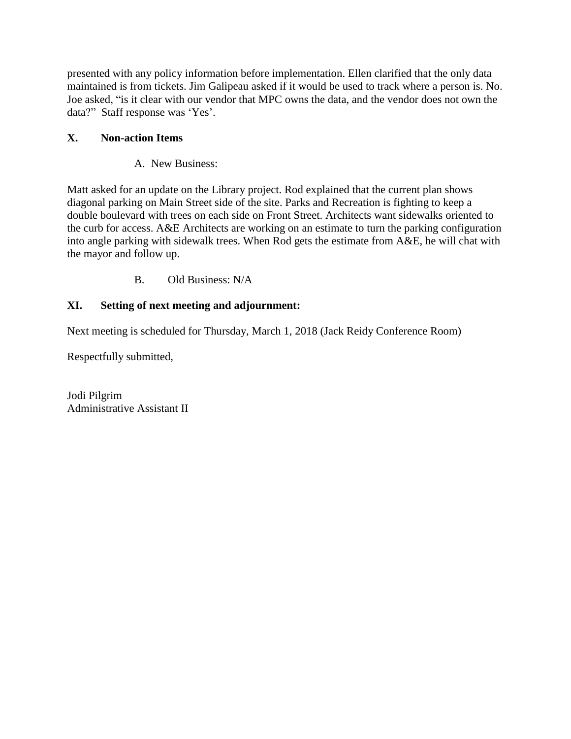presented with any policy information before implementation. Ellen clarified that the only data maintained is from tickets. Jim Galipeau asked if it would be used to track where a person is. No. Joe asked, "is it clear with our vendor that MPC owns the data, and the vendor does not own the data?" Staff response was 'Yes'.

## X. Non-action Items

A. New Business:

Matt asked for an update on the Library project. Rod explained that the current plan shows diagonal parking on Main Street side of the site. Parks and Recreation is fighting to keep a double boulevard with trees on each side on Front Street. Architects want sidewalks oriented to the curb for access. A&E Architects are working on an estimate to turn the parking configuration into angle parking with sidewalk trees. When Rod gets the estimate from A&E, he will chat with the mayor and follow up.

B. Old Business: N/A

## XI. Setting of next meeting and adjournment:

Next meeting is scheduled for Thursday, March 1, 2018 (Jack Reidy Conference Room)

Respectfully submitted,

Jodi Pilgrim
Administrative Assistant II